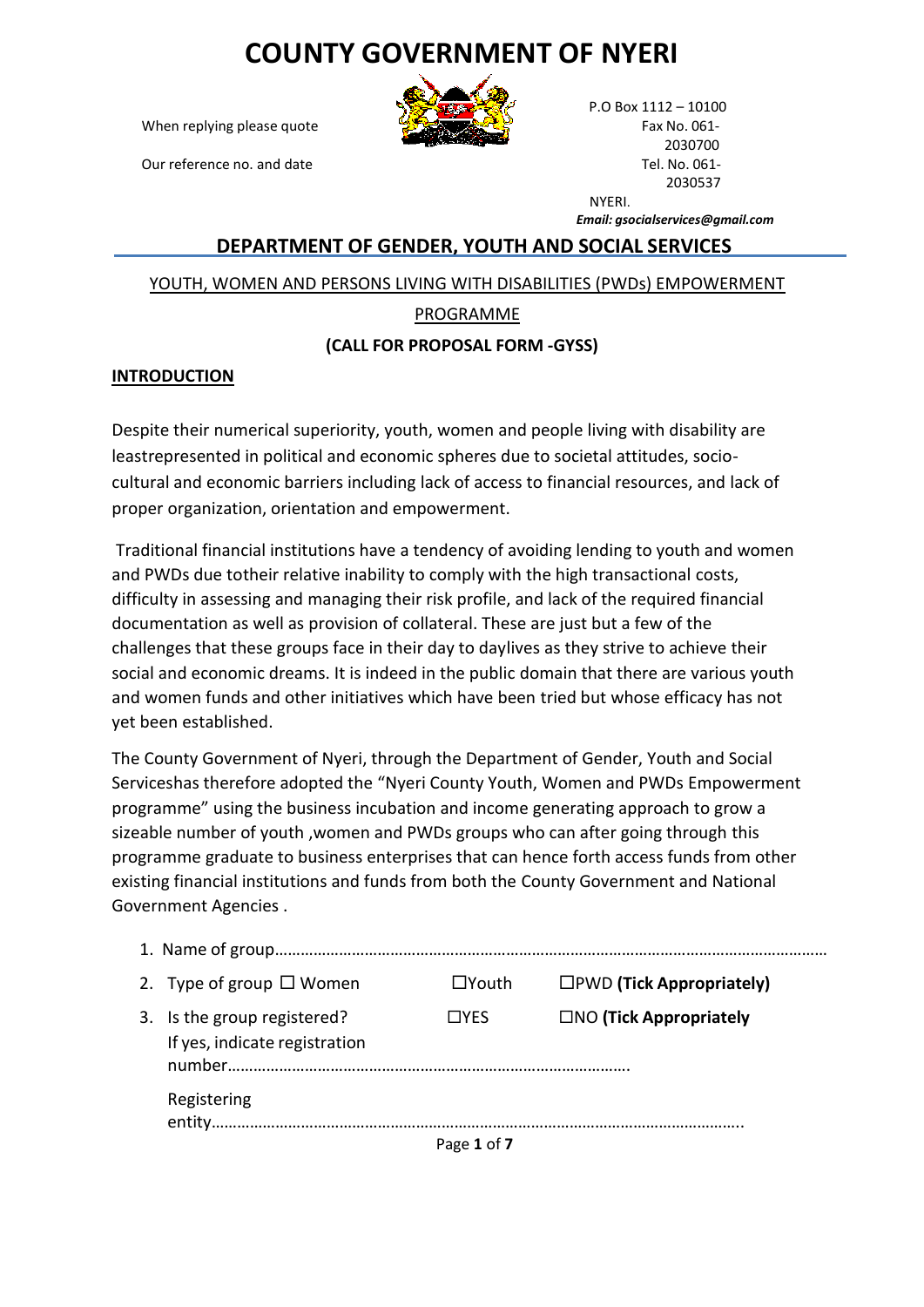# COUNTY GOVERNMENT OF NYERI

When replying please quote

Our reference no. and date

P.O Box 1112 – 10100
Fax No. 061-2030700
Tel. No. 061-2030537
NYERI.
***Email: gsocialservices@gmail.com***

## DEPARTMENT OF GENDER, YOUTH AND SOCIAL SERVICES

YOUTH, WOMEN AND PERSONS LIVING WITH DISABILITIES (PWDs) EMPOWERMENT PROGRAMME

**(CALL FOR PROPOSAL FORM -GYSS)**

**INTRODUCTION**

Despite their numerical superiority, youth, women and people living with disability are leastrepresented in political and economic spheres due to societal attitudes, socio-cultural and economic barriers including lack of access to financial resources, and lack of proper organization, orientation and empowerment.

Traditional financial institutions have a tendency of avoiding lending to youth and women and PWDs due totheir relative inability to comply with the high transactional costs, difficulty in assessing and managing their risk profile, and lack of the required financial documentation as well as provision of collateral. These are just but a few of the challenges that these groups face in their day to daylives as they strive to achieve their social and economic dreams. It is indeed in the public domain that there are various youth and women funds and other initiatives which have been tried but whose efficacy has not yet been established.

The County Government of Nyeri, through the Department of Gender, Youth and Social Serviceshas therefore adopted the “Nyeri County Youth, Women and PWDs Empowerment programme” using the business incubation and income generating approach to grow a sizeable number of youth ,women and PWDs groups who can after going through this programme graduate to business enterprises that can hence forth access funds from other existing financial institutions and funds from both the County Government and National Government Agencies .

1. Name of group…………………………………………………………………………………………………………
2. Type of group ☐ Women ☐Youth ☐PWD **(Tick Appropriately)**
3. Is the group registered? ☐YES ☐NO **(Tick Appropriately**

   If yes, indicate registration number…………………………………………………………………………….

   Registering entity……………………………………………………………………………………………………..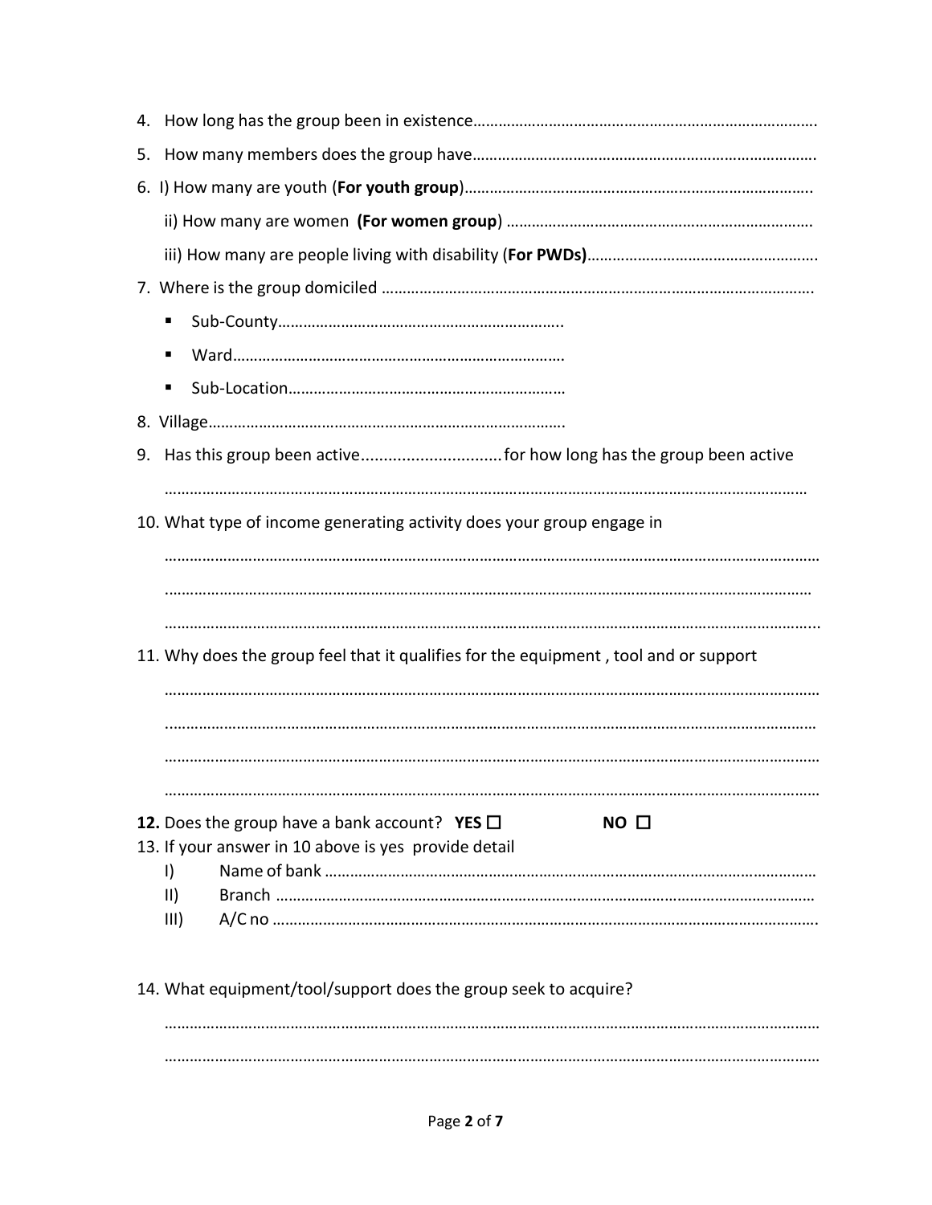4. How long has the group been in existence……………………………………………………………………….

5. How many members does the group have……………………………………………………………………….

6. I) How many are youth (**For youth group**)………………………………………………………………………..

   ii) How many are women **(For women group**) ………………………………………………………………

   iii) How many are people living with disability (**For PWDs)**……………………………………………….

7. Where is the group domiciled ……………………………………………………………………………………………….

   - Sub-County…………………………………………………………..
   - Ward……………………………………………………………………
   - Sub-Location…………………………………………………………

8. Village…………………………………………………………………………….

9. Has this group been active...............................for how long has the group been active

   ……………………………………………………………………………………………………………………………………

10. What type of income generating activity does your group engage in

    ……………………………………………………………………………………………………………………………………

    ……………………………………………………………………………………………………………………………………

    ……………………………………………………………………………………………………………………………………...

11. Why does the group feel that it qualifies for the equipment , tool and or support

    ……………………………………………………………………………………………………………………………………

    ……………………………………………………………………………………………………………………………………

    ……………………………………………………………………………………………………………………………………

    ……………………………………………………………………………………………………………………………………

**12.** Does the group have a bank account? **YES** ☐ **NO** ☐

13. If your answer in 10 above is yes provide detail

    I) Name of bank ……………………………………………………………………………………………………

    II) Branch ……………………………………………………………………………………………………………

    III) A/C no ……………………………………………………………………………………………………………….

14. What equipment/tool/support does the group seek to acquire?

    ……………………………………………………………………………………………………………………………………

    ……………………………………………………………………………………………………………………………………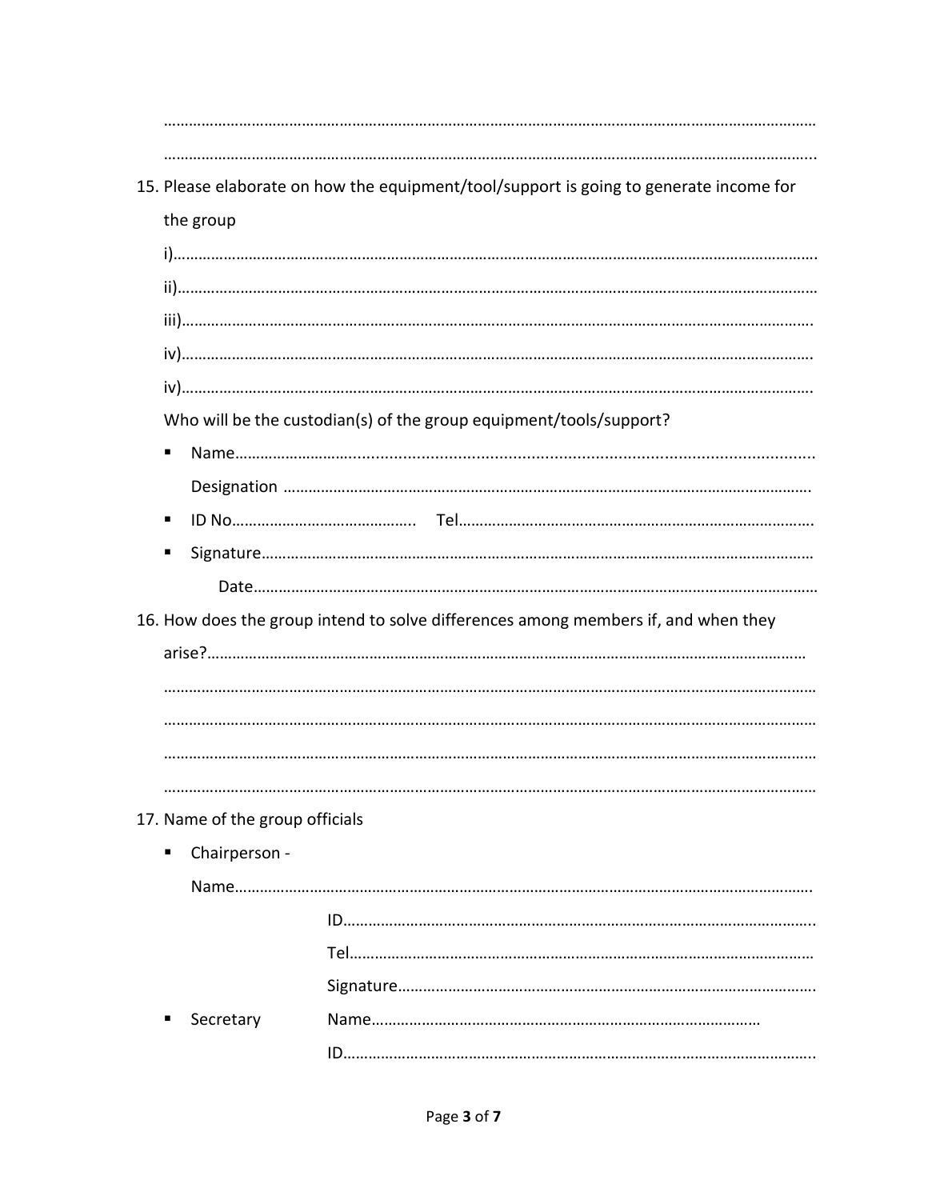……………………………………………………………………………………………………………………………………

……………………………………………………………………………………………………………………………………..

15. Please elaborate on how the equipment/tool/support is going to generate income for the group

    i)…………………………………………………………………………………………………………………………….

    ii)……………………………………………………………………………………………………………………………

    iii)………………………………………………………………………………………………………………………….

    iv)………………………………………………………………………………………………………………………….

    iv)………………………………………………………………………………………………………………………….

    Who will be the custodian(s) of the group equipment/tools/support?

    - Name……………………..........................................................................................................

      Designation ………………………………………………………………………………………………………….

    - ID No……………………………………..   Tel…………………………………………………………………….

    - Signature…………………………………………………………………………………………………………

      Date…………………………………………………………………………………………………………………

16. How does the group intend to solve differences among members if, and when they arise?…………………………………………………………………………………………………………………

    ……………………………………………………………………………………………………………………………

    ……………………………………………………………………………………………………………………………

    ……………………………………………………………………………………………………………………………

    ……………………………………………………………………………………………………………………………

17. Name of the group officials

    - Chairperson -

      Name……………………………………………………………………………………………………………….

      ID……………………………………………………………………………………………..

      Tel…………………………………………………………………………………………

      Signature…………………………………………………………………………………

    - Secretary Name…………………………………………………………………………………

      ID……………………………………………………………………………………………..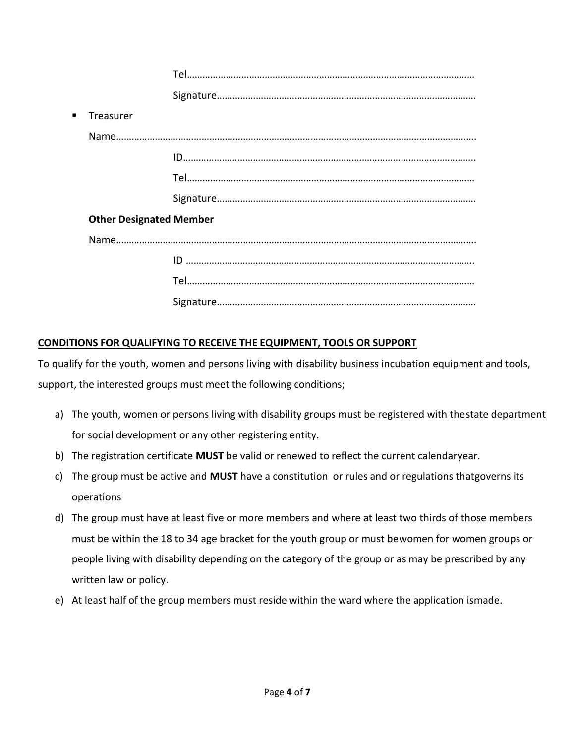Tel……………………………………………………………………………………………

Signature……………………………………………………………………………………….

- Treasurer

  Name……………………………………………………………………………………………………………………….

  ID…………………………………………………………………………………………………..

  Tel……………………………………………………………………………………………

  Signature……………………………………………………………………………………….

  **Other Designated Member**

  Name……………………………………………………………………………………………………………………….

  ID …………………………………………………………………………………………………

  Tel……………………………………………………………………………………………

  Signature……………………………………………………………………………………….

**CONDITIONS FOR QUALIFYING TO RECEIVE THE EQUIPMENT, TOOLS OR SUPPORT**

To qualify for the youth, women and persons living with disability business incubation equipment and tools, support, the interested groups must meet the following conditions;

a) The youth, women or persons living with disability groups must be registered with thestate department for social development or any other registering entity.
b) The registration certificate **MUST** be valid or renewed to reflect the current calendaryear.
c) The group must be active and **MUST** have a constitution or rules and or regulations thatgoverns its operations
d) The group must have at least five or more members and where at least two thirds of those members must be within the 18 to 34 age bracket for the youth group or must bewomen for women groups or people living with disability depending on the category of the group or as may be prescribed by any written law or policy.
e) At least half of the group members must reside within the ward where the application ismade.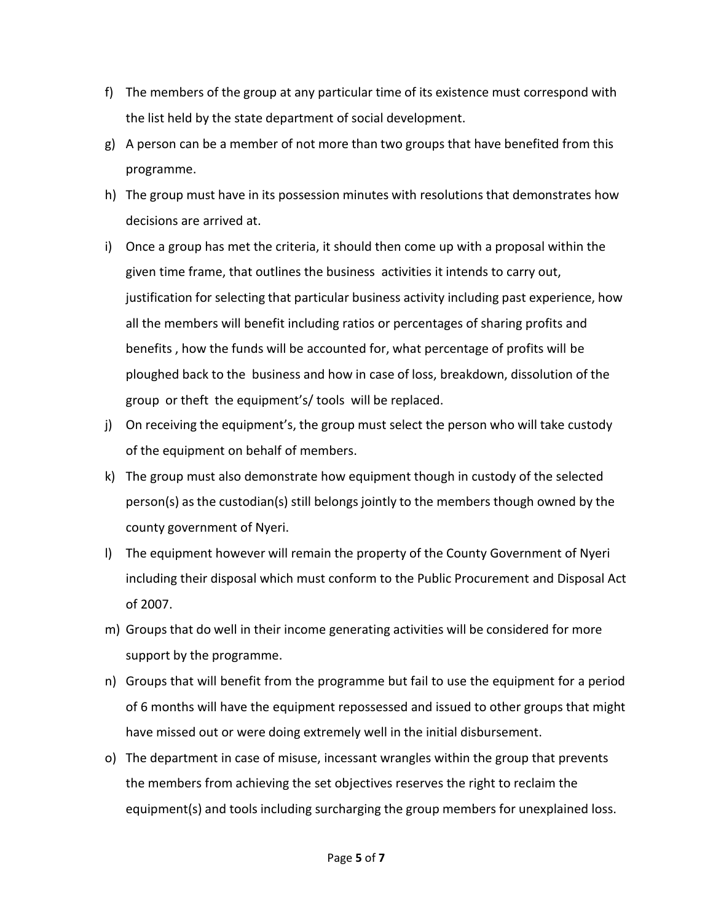f) The members of the group at any particular time of its existence must correspond with the list held by the state department of social development.
g) A person can be a member of not more than two groups that have benefited from this programme.
h) The group must have in its possession minutes with resolutions that demonstrates how decisions are arrived at.
i) Once a group has met the criteria, it should then come up with a proposal within the given time frame, that outlines the business activities it intends to carry out, justification for selecting that particular business activity including past experience, how all the members will benefit including ratios or percentages of sharing profits and benefits , how the funds will be accounted for, what percentage of profits will be ploughed back to the business and how in case of loss, breakdown, dissolution of the group or theft the equipment's/ tools will be replaced.
j) On receiving the equipment's, the group must select the person who will take custody of the equipment on behalf of members.
k) The group must also demonstrate how equipment though in custody of the selected person(s) as the custodian(s) still belongs jointly to the members though owned by the county government of Nyeri.
l) The equipment however will remain the property of the County Government of Nyeri including their disposal which must conform to the Public Procurement and Disposal Act of 2007.
m) Groups that do well in their income generating activities will be considered for more support by the programme.
n) Groups that will benefit from the programme but fail to use the equipment for a period of 6 months will have the equipment repossessed and issued to other groups that might have missed out or were doing extremely well in the initial disbursement.
o) The department in case of misuse, incessant wrangles within the group that prevents the members from achieving the set objectives reserves the right to reclaim the equipment(s) and tools including surcharging the group members for unexplained loss.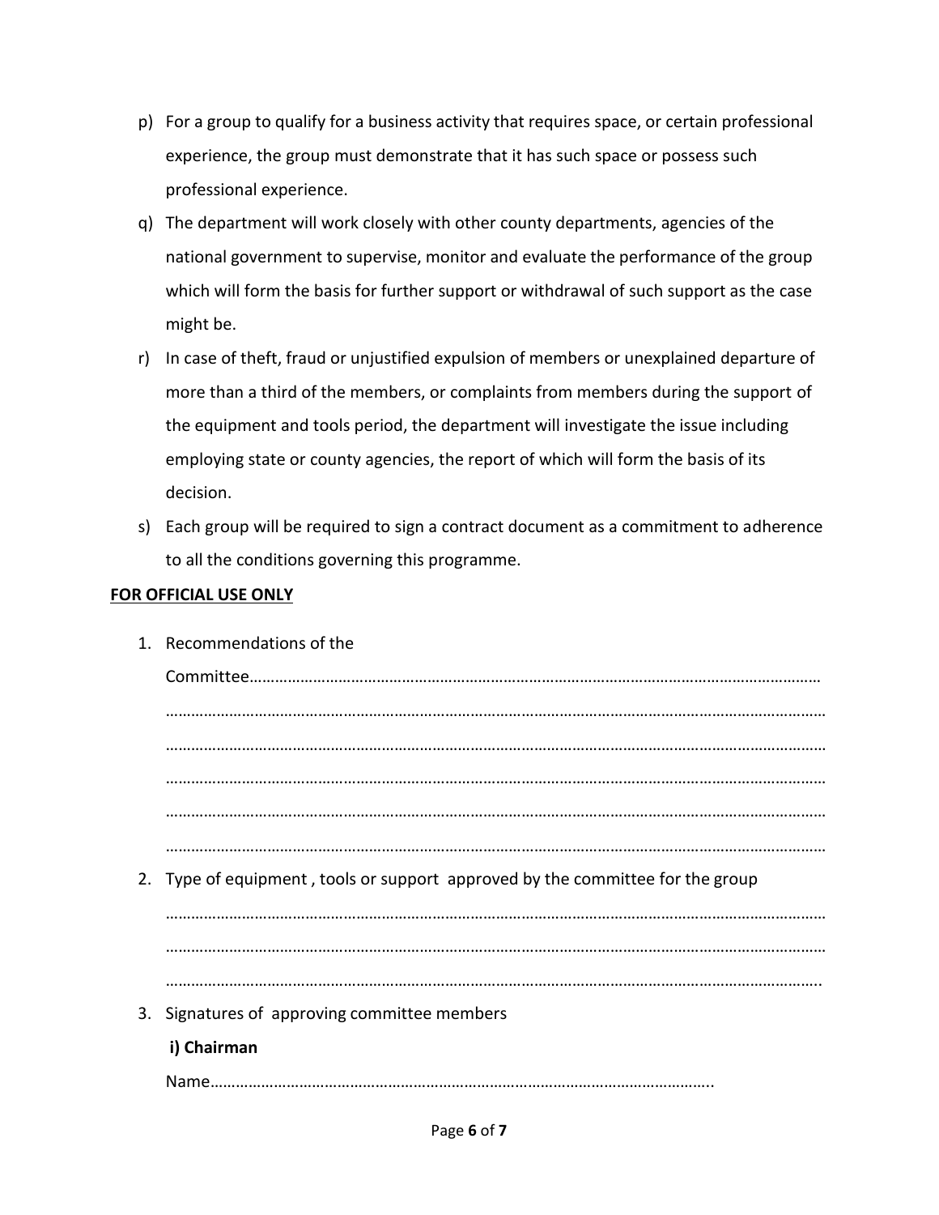p) For a group to qualify for a business activity that requires space, or certain professional experience, the group must demonstrate that it has such space or possess such professional experience.

q) The department will work closely with other county departments, agencies of the national government to supervise, monitor and evaluate the performance of the group which will form the basis for further support or withdrawal of such support as the case might be.

r) In case of theft, fraud or unjustified expulsion of members or unexplained departure of more than a third of the members, or complaints from members during the support of the equipment and tools period, the department will investigate the issue including employing state or county agencies, the report of which will form the basis of its decision.

s) Each group will be required to sign a contract document as a commitment to adherence to all the conditions governing this programme.

**<u>FOR OFFICIAL USE ONLY</u>**

1. Recommendations of the Committee…………………………………………………………………………………………………………………
   ………………………………………………………………………………………………………………………………………
   ………………………………………………………………………………………………………………………………………
   ………………………………………………………………………………………………………………………………………
   ………………………………………………………………………………………………………………………………………
   ………………………………………………………………………………………………………………………………………
2. Type of equipment , tools or support approved by the committee for the group
   ………………………………………………………………………………………………………………………………………
   ………………………………………………………………………………………………………………………………………
   ……………………………………………………………………………………………………………………………………..
3. Signatures of approving committee members

   **i) Chairman**

   Name…………………………………………………………………………………………………..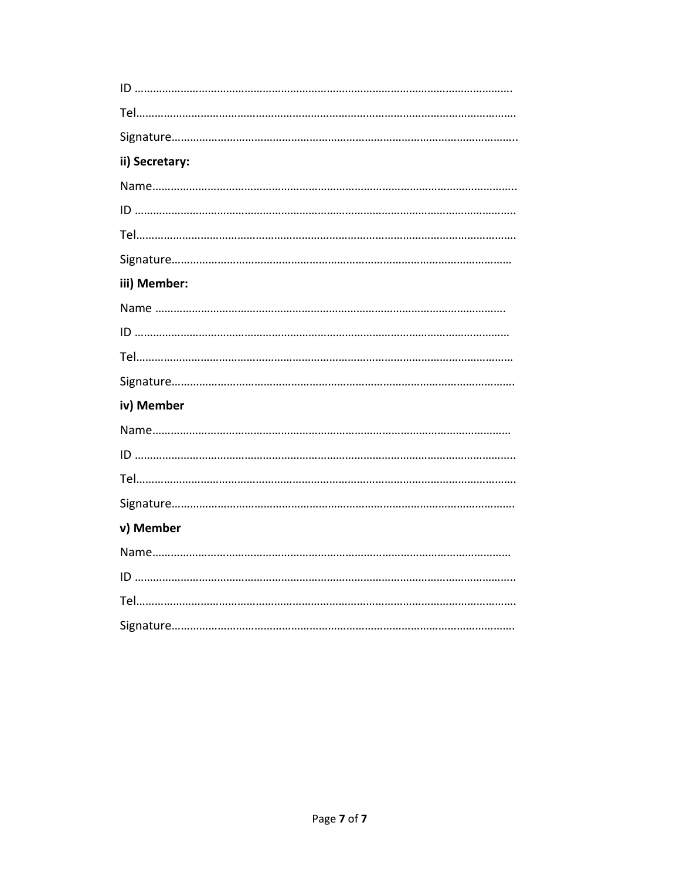ID ……………………………………………………………………………………………………………….

Tel…………………………………………………………………………………………………………………

Signature……………………………………………………………………………………………………..

**ii) Secretary:**

Name…………………………………………………………………………………………………………..

ID ………………………………………………………………………………………………………………..

Tel……………………………………………………………………………………………………………….

Signature…………………………………………………………………………………………………

**iii) Member:**

Name …………………………………………………………………………………………………….

ID ……………………………………………………………………………………………………………

Tel……………………………………………………………………………………………………………

Signature…………………………………………………………………………………………………….

**iv) Member**

Name………………………………………………………………………………………………………

ID ………………………………………………………………………………………………………………..

Tel……………………………………………………………………………………………………………….

Signature…………………………………………………………………………………………………….

**v) Member**

Name………………………………………………………………………………………………………

ID ………………………………………………………………………………………………………………..

Tel………………………………………………………………………………………………………………

Signature…………………………………………………………………………………………………….